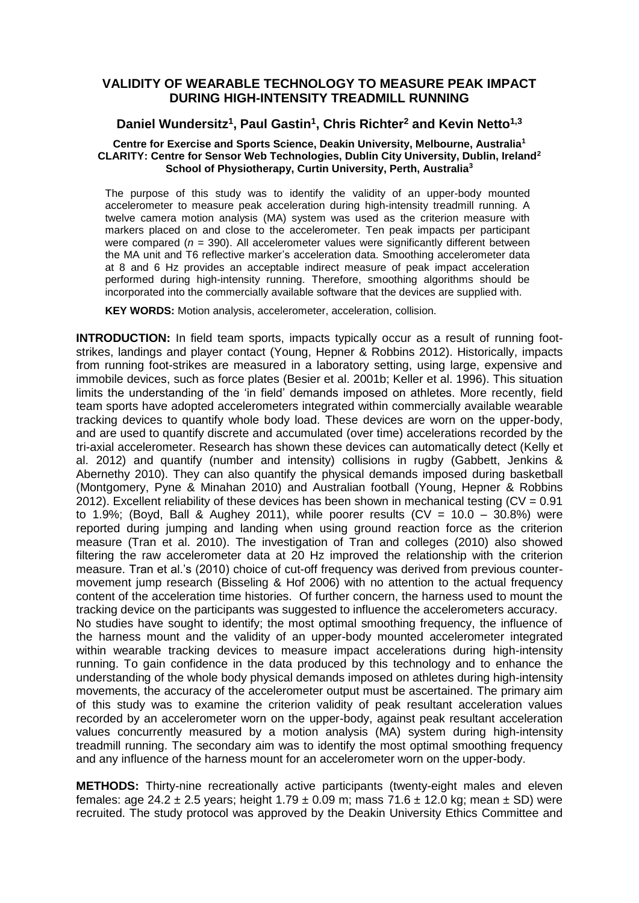# VALIDITY OF WEARABLE TECHNOLOGY TO MEASURE PEAK IMPACT DURING HIGH-INTENSITY TREADMILL RUNNING

**Daniel Wundersitz[1], Paul Gastin[1], Chris Richter[2] and Kevin Netto[1,3]**

**Centre for Exercise and Sports Science, Deakin University, Melbourne, Australia[1]**
**CLARITY: Centre for Sensor Web Technologies, Dublin City University, Dublin, Ireland[2]**
**School of Physiotherapy, Curtin University, Perth, Australia[3]**

The purpose of this study was to identify the validity of an upper-body mounted accelerometer to measure peak acceleration during high-intensity treadmill running. A twelve camera motion analysis (MA) system was used as the criterion measure with markers placed on and close to the accelerometer. Ten peak impacts per participant were compared (*n* = 390). All accelerometer values were significantly different between the MA unit and T6 reflective marker's acceleration data. Smoothing accelerometer data at 8 and 6 Hz provides an acceptable indirect measure of peak impact acceleration performed during high-intensity running. Therefore, smoothing algorithms should be incorporated into the commercially available software that the devices are supplied with.

**KEY WORDS:** Motion analysis, accelerometer, acceleration, collision.

**INTRODUCTION:** In field team sports, impacts typically occur as a result of running foot-strikes, landings and player contact (Young, Hepner & Robbins 2012). Historically, impacts from running foot-strikes are measured in a laboratory setting, using large, expensive and immobile devices, such as force plates (Besier et al. 2001b; Keller et al. 1996). This situation limits the understanding of the 'in field' demands imposed on athletes. More recently, field team sports have adopted accelerometers integrated within commercially available wearable tracking devices to quantify whole body load. These devices are worn on the upper-body, and are used to quantify discrete and accumulated (over time) accelerations recorded by the tri-axial accelerometer. Research has shown these devices can automatically detect (Kelly et al. 2012) and quantify (number and intensity) collisions in rugby (Gabbett, Jenkins & Abernethy 2010). They can also quantify the physical demands imposed during basketball (Montgomery, Pyne & Minahan 2010) and Australian football (Young, Hepner & Robbins 2012). Excellent reliability of these devices has been shown in mechanical testing (CV = 0.91 to 1.9%; (Boyd, Ball & Aughey 2011), while poorer results (CV = 10.0 – 30.8%) were reported during jumping and landing when using ground reaction force as the criterion measure (Tran et al. 2010). The investigation of Tran and colleges (2010) also showed filtering the raw accelerometer data at 20 Hz improved the relationship with the criterion measure. Tran et al.'s (2010) choice of cut-off frequency was derived from previous counter-movement jump research (Bisseling & Hof 2006) with no attention to the actual frequency content of the acceleration time histories. Of further concern, the harness used to mount the tracking device on the participants was suggested to influence the accelerometers accuracy.

No studies have sought to identify; the most optimal smoothing frequency, the influence of the harness mount and the validity of an upper-body mounted accelerometer integrated within wearable tracking devices to measure impact accelerations during high-intensity running. To gain confidence in the data produced by this technology and to enhance the understanding of the whole body physical demands imposed on athletes during high-intensity movements, the accuracy of the accelerometer output must be ascertained. The primary aim of this study was to examine the criterion validity of peak resultant acceleration values recorded by an accelerometer worn on the upper-body, against peak resultant acceleration values concurrently measured by a motion analysis (MA) system during high-intensity treadmill running. The secondary aim was to identify the most optimal smoothing frequency and any influence of the harness mount for an accelerometer worn on the upper-body.

**METHODS:** Thirty-nine recreationally active participants (twenty-eight males and eleven females: age 24.2 ± 2.5 years; height 1.79 ± 0.09 m; mass 71.6 ± 12.0 kg; mean ± SD) were recruited. The study protocol was approved by the Deakin University Ethics Committee and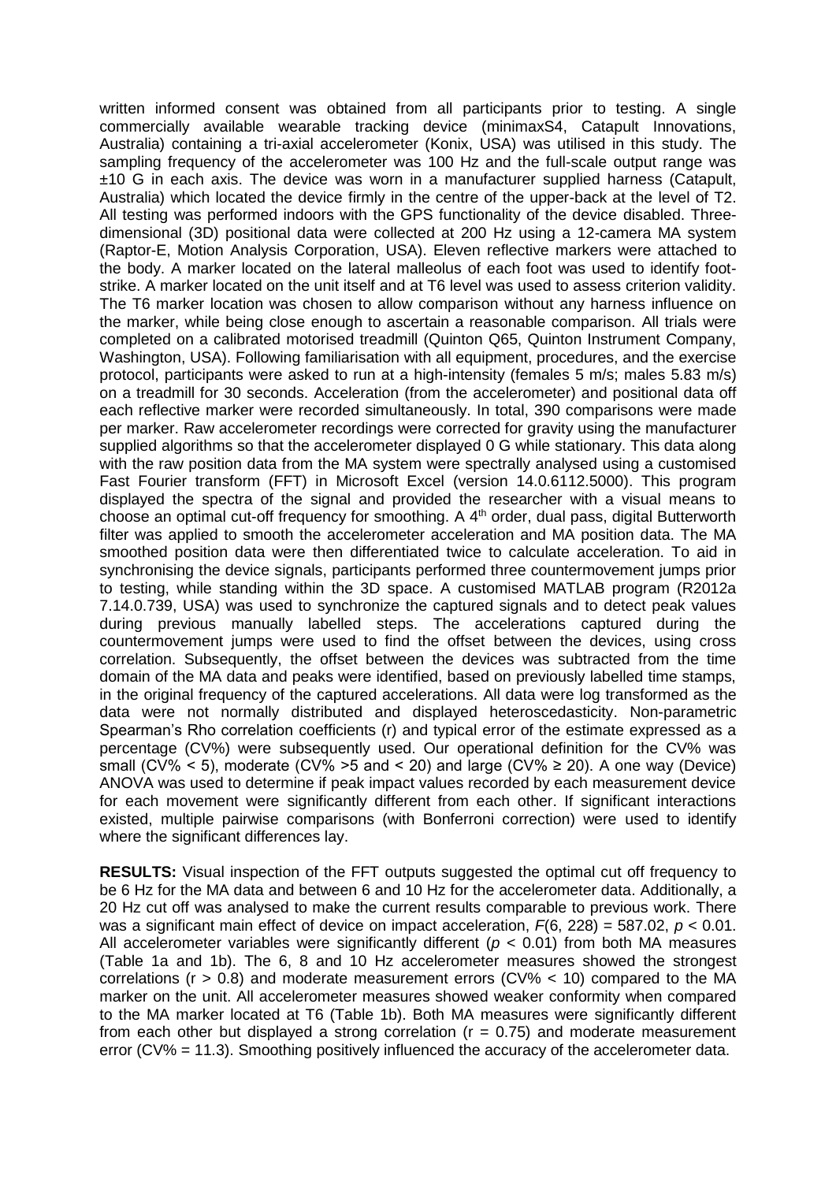written informed consent was obtained from all participants prior to testing. A single commercially available wearable tracking device (minimaxS4, Catapult Innovations, Australia) containing a tri-axial accelerometer (Konix, USA) was utilised in this study. The sampling frequency of the accelerometer was 100 Hz and the full-scale output range was ±10 G in each axis. The device was worn in a manufacturer supplied harness (Catapult, Australia) which located the device firmly in the centre of the upper-back at the level of T2. All testing was performed indoors with the GPS functionality of the device disabled. Three-dimensional (3D) positional data were collected at 200 Hz using a 12-camera MA system (Raptor-E, Motion Analysis Corporation, USA). Eleven reflective markers were attached to the body. A marker located on the lateral malleolus of each foot was used to identify foot-strike. A marker located on the unit itself and at T6 level was used to assess criterion validity. The T6 marker location was chosen to allow comparison without any harness influence on the marker, while being close enough to ascertain a reasonable comparison. All trials were completed on a calibrated motorised treadmill (Quinton Q65, Quinton Instrument Company, Washington, USA). Following familiarisation with all equipment, procedures, and the exercise protocol, participants were asked to run at a high-intensity (females 5 m/s; males 5.83 m/s) on a treadmill for 30 seconds. Acceleration (from the accelerometer) and positional data off each reflective marker were recorded simultaneously. In total, 390 comparisons were made per marker. Raw accelerometer recordings were corrected for gravity using the manufacturer supplied algorithms so that the accelerometer displayed 0 G while stationary. This data along with the raw position data from the MA system were spectrally analysed using a customised Fast Fourier transform (FFT) in Microsoft Excel (version 14.0.6112.5000). This program displayed the spectra of the signal and provided the researcher with a visual means to choose an optimal cut-off frequency for smoothing. A 4th order, dual pass, digital Butterworth filter was applied to smooth the accelerometer acceleration and MA position data. The MA smoothed position data were then differentiated twice to calculate acceleration. To aid in synchronising the device signals, participants performed three countermovement jumps prior to testing, while standing within the 3D space. A customised MATLAB program (R2012a 7.14.0.739, USA) was used to synchronize the captured signals and to detect peak values during previous manually labelled steps. The accelerations captured during the countermovement jumps were used to find the offset between the devices, using cross correlation. Subsequently, the offset between the devices was subtracted from the time domain of the MA data and peaks were identified, based on previously labelled time stamps, in the original frequency of the captured accelerations. All data were log transformed as the data were not normally distributed and displayed heteroscedasticity. Non-parametric Spearman's Rho correlation coefficients (r) and typical error of the estimate expressed as a percentage (CV%) were subsequently used. Our operational definition for the CV% was small (CV% < 5), moderate (CV% >5 and < 20) and large (CV% ≥ 20). A one way (Device) ANOVA was used to determine if peak impact values recorded by each measurement device for each movement were significantly different from each other. If significant interactions existed, multiple pairwise comparisons (with Bonferroni correction) were used to identify where the significant differences lay.

**RESULTS:** Visual inspection of the FFT outputs suggested the optimal cut off frequency to be 6 Hz for the MA data and between 6 and 10 Hz for the accelerometer data. Additionally, a 20 Hz cut off was analysed to make the current results comparable to previous work. There was a significant main effect of device on impact acceleration, $F(6, 228) = 587.02$, $p < 0.01$. All accelerometer variables were significantly different ($p < 0.01$) from both MA measures (Table 1a and 1b). The 6, 8 and 10 Hz accelerometer measures showed the strongest correlations ($r > 0.8$) and moderate measurement errors (CV% < 10) compared to the MA marker on the unit. All accelerometer measures showed weaker conformity when compared to the MA marker located at T6 (Table 1b). Both MA measures were significantly different from each other but displayed a strong correlation ($r = 0.75$) and moderate measurement error (CV% = 11.3). Smoothing positively influenced the accuracy of the accelerometer data.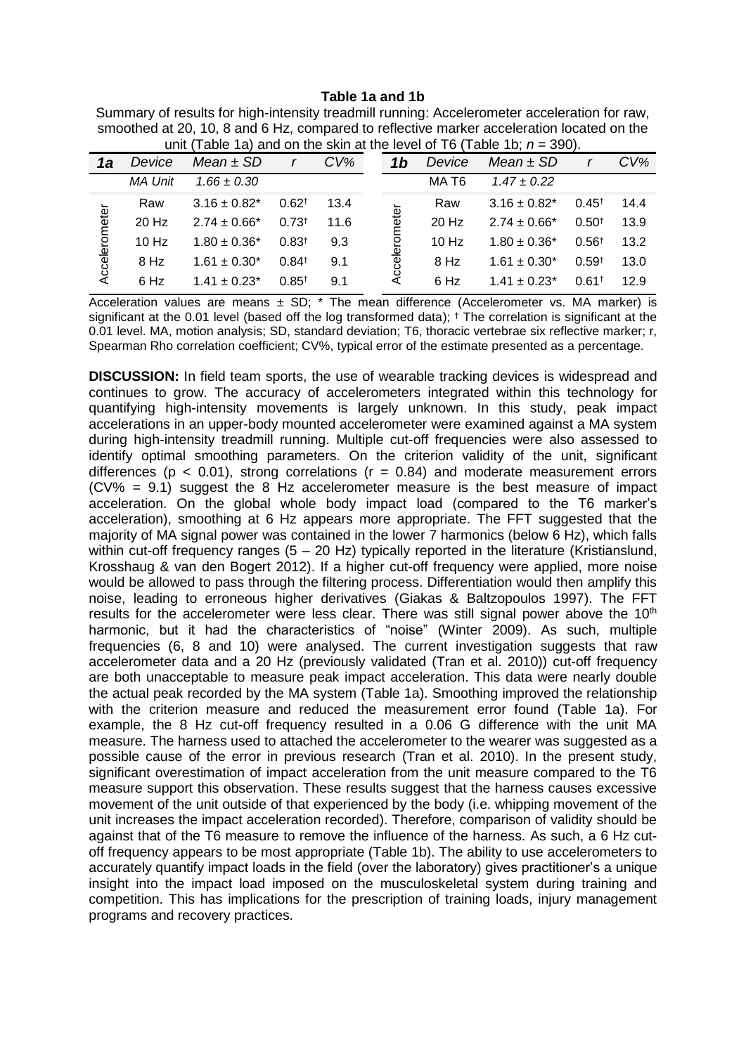**Table 1a and 1b**

Summary of results for high-intensity treadmill running: Accelerometer acceleration for raw, smoothed at 20, 10, 8 and 6 Hz, compared to reflective marker acceleration located on the unit (Table 1a) and on the skin at the level of T6 (Table 1b; $n$ = 390).

| *1a* | *Device* | *Mean ± SD* | *r* | *CV%* | *1b* | *Device* | *Mean ± SD* | *r* | *CV%* |
|---|---|---|---|---|---|---|---|---|---|
| | *MA Unit* | *1.66 ± 0.30* | | | | MA T6 | *1.47 ± 0.22* | | |
| Accelerometer | Raw | 3.16 ± 0.82* | 0.62† | 13.4 | Accelerometer | Raw | 3.16 ± 0.82* | 0.45† | 14.4 |
| | 20 Hz | 2.74 ± 0.66* | 0.73† | 11.6 | | 20 Hz | 2.74 ± 0.66* | 0.50† | 13.9 |
| | 10 Hz | 1.80 ± 0.36* | 0.83† | 9.3 | | 10 Hz | 1.80 ± 0.36* | 0.56† | 13.2 |
| | 8 Hz | 1.61 ± 0.30* | 0.84† | 9.1 | | 8 Hz | 1.61 ± 0.30* | 0.59† | 13.0 |
| | 6 Hz | 1.41 ± 0.23* | 0.85† | 9.1 | | 6 Hz | 1.41 ± 0.23* | 0.61† | 12.9 |

Acceleration values are means ± SD; * The mean difference (Accelerometer vs. MA marker) is significant at the 0.01 level (based off the log transformed data); † The correlation is significant at the 0.01 level. MA, motion analysis; SD, standard deviation; T6, thoracic vertebrae six reflective marker; r, Spearman Rho correlation coefficient; CV%, typical error of the estimate presented as a percentage.

**DISCUSSION:** In field team sports, the use of wearable tracking devices is widespread and continues to grow. The accuracy of accelerometers integrated within this technology for quantifying high-intensity movements is largely unknown. In this study, peak impact accelerations in an upper-body mounted accelerometer were examined against a MA system during high-intensity treadmill running. Multiple cut-off frequencies were also assessed to identify optimal smoothing parameters. On the criterion validity of the unit, significant differences ($p < 0.01$), strong correlations ($r = 0.84$) and moderate measurement errors (CV% = 9.1) suggest the 8 Hz accelerometer measure is the best measure of impact acceleration. On the global whole body impact load (compared to the T6 marker's acceleration), smoothing at 6 Hz appears more appropriate. The FFT suggested that the majority of MA signal power was contained in the lower 7 harmonics (below 6 Hz), which falls within cut-off frequency ranges (5 – 20 Hz) typically reported in the literature (Kristianslund, Krosshaug & van den Bogert 2012). If a higher cut-off frequency were applied, more noise would be allowed to pass through the filtering process. Differentiation would then amplify this noise, leading to erroneous higher derivatives (Giakas & Baltzopoulos 1997). The FFT results for the accelerometer were less clear. There was still signal power above the 10th harmonic, but it had the characteristics of "noise" (Winter 2009). As such, multiple frequencies (6, 8 and 10) were analysed. The current investigation suggests that raw accelerometer data and a 20 Hz (previously validated (Tran et al. 2010)) cut-off frequency are both unacceptable to measure peak impact acceleration. This data were nearly double the actual peak recorded by the MA system (Table 1a). Smoothing improved the relationship with the criterion measure and reduced the measurement error found (Table 1a). For example, the 8 Hz cut-off frequency resulted in a 0.06 G difference with the unit MA measure. The harness used to attached the accelerometer to the wearer was suggested as a possible cause of the error in previous research (Tran et al. 2010). In the present study, significant overestimation of impact acceleration from the unit measure compared to the T6 measure support this observation. These results suggest that the harness causes excessive movement of the unit outside of that experienced by the body (i.e. whipping movement of the unit increases the impact acceleration recorded). Therefore, comparison of validity should be against that of the T6 measure to remove the influence of the harness. As such, a 6 Hz cut-off frequency appears to be most appropriate (Table 1b). The ability to use accelerometers to accurately quantify impact loads in the field (over the laboratory) gives practitioner's a unique insight into the impact load imposed on the musculoskeletal system during training and competition. This has implications for the prescription of training loads, injury management programs and recovery practices.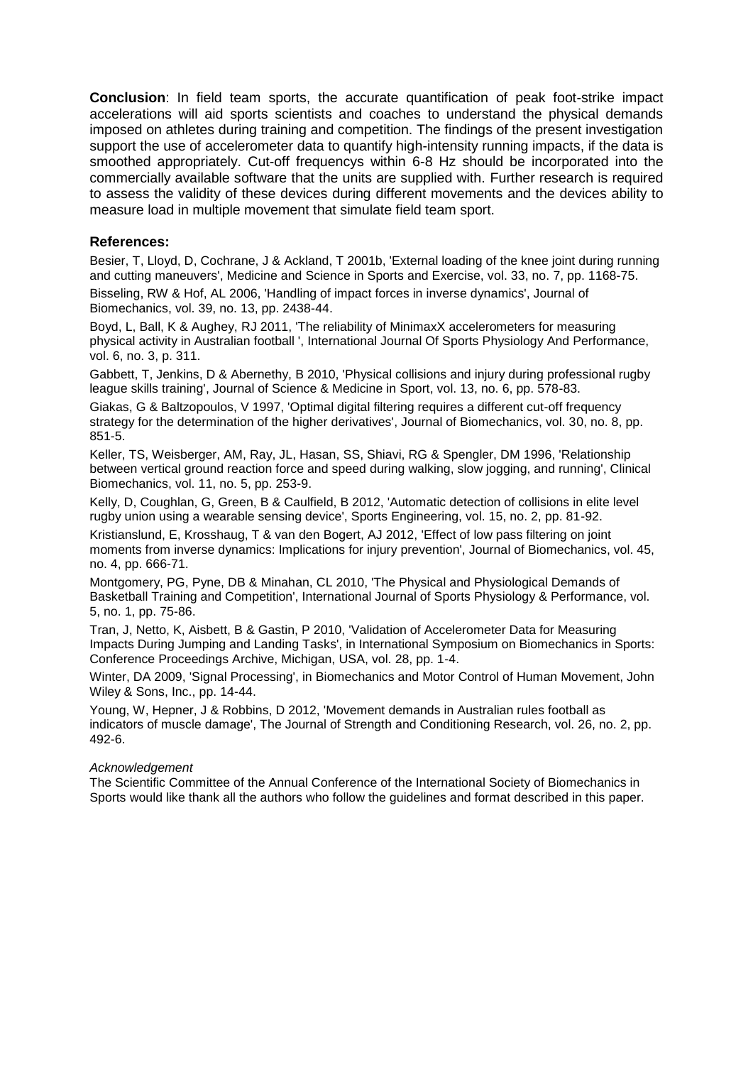**Conclusion**: In field team sports, the accurate quantification of peak foot-strike impact accelerations will aid sports scientists and coaches to understand the physical demands imposed on athletes during training and competition. The findings of the present investigation support the use of accelerometer data to quantify high-intensity running impacts, if the data is smoothed appropriately. Cut-off frequencys within 6-8 Hz should be incorporated into the commercially available software that the units are supplied with. Further research is required to assess the validity of these devices during different movements and the devices ability to measure load in multiple movement that simulate field team sport.

### References:

Besier, T, Lloyd, D, Cochrane, J & Ackland, T 2001b, 'External loading of the knee joint during running and cutting maneuvers', Medicine and Science in Sports and Exercise, vol. 33, no. 7, pp. 1168-75.

Bisseling, RW & Hof, AL 2006, 'Handling of impact forces in inverse dynamics', Journal of Biomechanics, vol. 39, no. 13, pp. 2438-44.

Boyd, L, Ball, K & Aughey, RJ 2011, 'The reliability of MinimaxX accelerometers for measuring physical activity in Australian football ', International Journal Of Sports Physiology And Performance, vol. 6, no. 3, p. 311.

Gabbett, T, Jenkins, D & Abernethy, B 2010, 'Physical collisions and injury during professional rugby league skills training', Journal of Science & Medicine in Sport, vol. 13, no. 6, pp. 578-83.

Giakas, G & Baltzopoulos, V 1997, 'Optimal digital filtering requires a different cut-off frequency strategy for the determination of the higher derivatives', Journal of Biomechanics, vol. 30, no. 8, pp. 851-5.

Keller, TS, Weisberger, AM, Ray, JL, Hasan, SS, Shiavi, RG & Spengler, DM 1996, 'Relationship between vertical ground reaction force and speed during walking, slow jogging, and running', Clinical Biomechanics, vol. 11, no. 5, pp. 253-9.

Kelly, D, Coughlan, G, Green, B & Caulfield, B 2012, 'Automatic detection of collisions in elite level rugby union using a wearable sensing device', Sports Engineering, vol. 15, no. 2, pp. 81-92.

Kristianslund, E, Krosshaug, T & van den Bogert, AJ 2012, 'Effect of low pass filtering on joint moments from inverse dynamics: Implications for injury prevention', Journal of Biomechanics, vol. 45, no. 4, pp. 666-71.

Montgomery, PG, Pyne, DB & Minahan, CL 2010, 'The Physical and Physiological Demands of Basketball Training and Competition', International Journal of Sports Physiology & Performance, vol. 5, no. 1, pp. 75-86.

Tran, J, Netto, K, Aisbett, B & Gastin, P 2010, 'Validation of Accelerometer Data for Measuring Impacts During Jumping and Landing Tasks', in International Symposium on Biomechanics in Sports: Conference Proceedings Archive, Michigan, USA, vol. 28, pp. 1-4.

Winter, DA 2009, 'Signal Processing', in Biomechanics and Motor Control of Human Movement, John Wiley & Sons, Inc., pp. 14-44.

Young, W, Hepner, J & Robbins, D 2012, 'Movement demands in Australian rules football as indicators of muscle damage', The Journal of Strength and Conditioning Research, vol. 26, no. 2, pp. 492-6.

*Acknowledgement*

The Scientific Committee of the Annual Conference of the International Society of Biomechanics in Sports would like thank all the authors who follow the guidelines and format described in this paper.